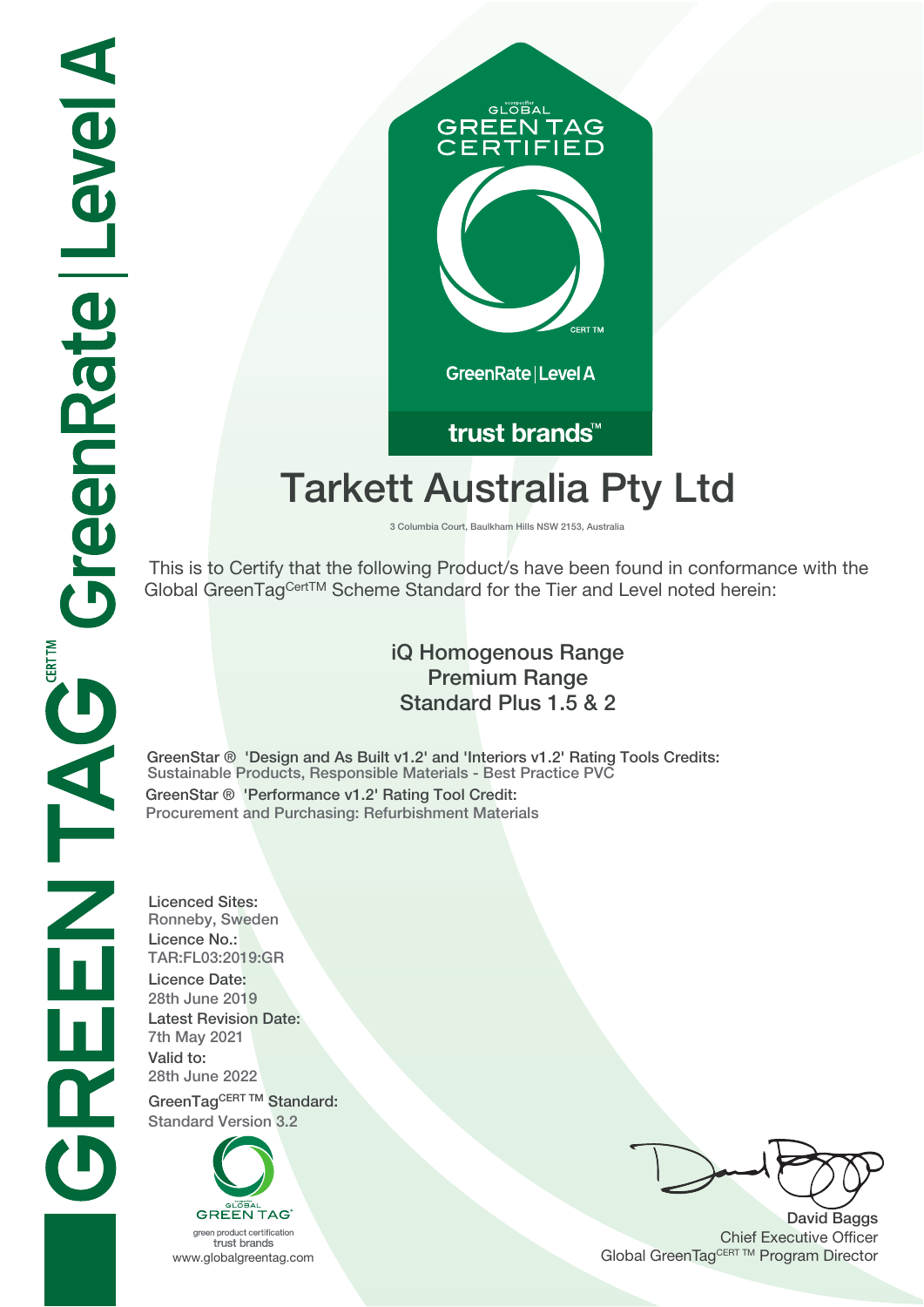GLOBAL GREEN TAG CERTIFIED

CERT TM

GreenRate | Level A

trust brands™

# Tarkett Australia Pty Ltd

3 Columbia Court, Baulkham Hills NSW 2153, Australia

This is to Certify that the following Product/s have been found in conformance with the Global GreenTag[CertTM] Scheme Standard for the Tier and Level noted herein:

## iQ Homogenous Range
## Premium Range
## Standard Plus 1.5 & 2

**GreenStar ® 'Design and As Built v1.2' and 'Interiors v1.2' Rating Tools Credits:**
Sustainable Products, Responsible Materials - Best Practice PVC

**GreenStar ® 'Performance v1.2' Rating Tool Credit:**
Procurement and Purchasing: Refurbishment Materials

**Licenced Sites:**
Ronneby, Sweden

**Licence No.:**
TAR:FL03:2019:GR

**Licence Date:**
28th June 2019

**Latest Revision Date:**
7th May 2021

**Valid to:**
28th June 2022

**GreenTag[CERT TM] Standard:**
Standard Version 3.2

GLOBAL GREEN TAG
green product certification
trust brands
www.globalgreentag.com

David Baggs
Chief Executive Officer
Global GreenTag[CERT TM] Program Director

GREEN TAG[CERT TM] GreenRate | Level A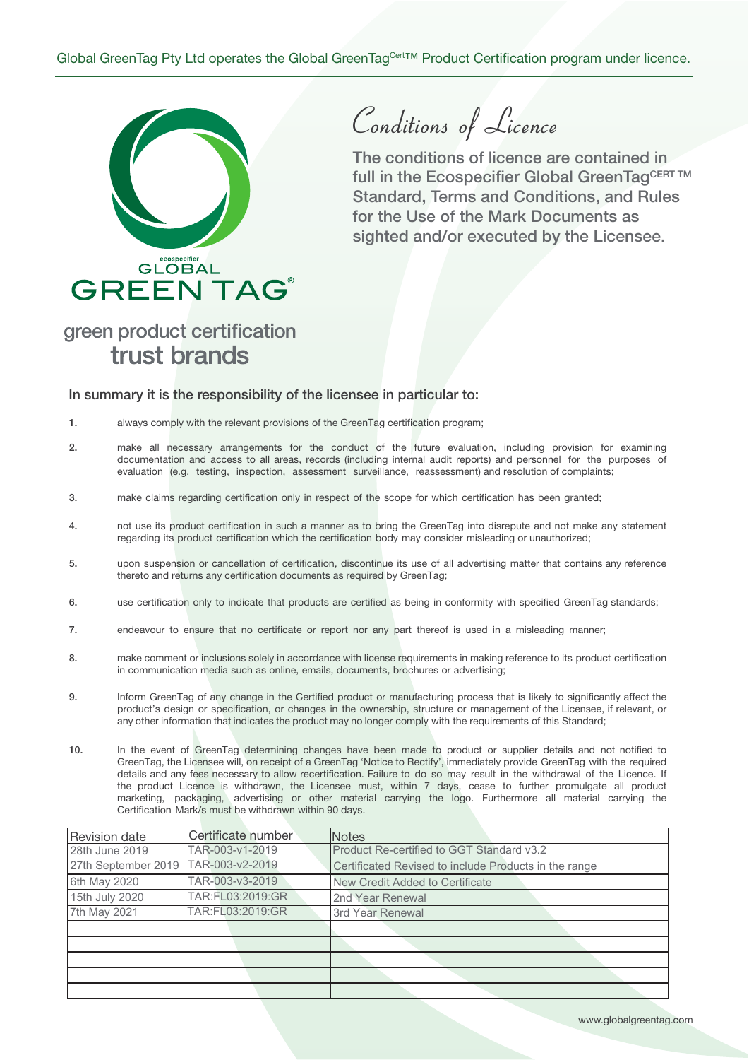Global GreenTag Pty Ltd operates the Global GreenTag[Cert™] Product Certification program under licence.

ecospecifier GLOBAL GREEN TAG®

green product certification

trust brands

# Conditions of Licence

**The conditions of licence are contained in full in the Ecospecifier Global GreenTag[CERT TM] Standard, Terms and Conditions, and Rules for the Use of the Mark Documents as sighted and/or executed by the Licensee.**

## In summary it is the responsibility of the licensee in particular to:

1. always comply with the relevant provisions of the GreenTag certification program;
2. make all necessary arrangements for the conduct of the future evaluation, including provision for examining documentation and access to all areas, records (including internal audit reports) and personnel for the purposes of evaluation (e.g. testing, inspection, assessment surveillance, reassessment) and resolution of complaints;
3. make claims regarding certification only in respect of the scope for which certification has been granted;
4. not use its product certification in such a manner as to bring the GreenTag into disrepute and not make any statement regarding its product certification which the certification body may consider misleading or unauthorized;
5. upon suspension or cancellation of certification, discontinue its use of all advertising matter that contains any reference thereto and returns any certification documents as required by GreenTag;
6. use certification only to indicate that products are certified as being in conformity with specified GreenTag standards;
7. endeavour to ensure that no certificate or report nor any part thereof is used in a misleading manner;
8. make comment or inclusions solely in accordance with license requirements in making reference to its product certification in communication media such as online, emails, documents, brochures or advertising;
9. Inform GreenTag of any change in the Certified product or manufacturing process that is likely to significantly affect the product's design or specification, or changes in the ownership, structure or management of the Licensee, if relevant, or any other information that indicates the product may no longer comply with the requirements of this Standard;
10. In the event of GreenTag determining changes have been made to product or supplier details and not notified to GreenTag, the Licensee will, on receipt of a GreenTag 'Notice to Rectify', immediately provide GreenTag with the required details and any fees necessary to allow recertification. Failure to do so may result in the withdrawal of the Licence. If the product Licence is withdrawn, the Licensee must, within 7 days, cease to further promulgate all product marketing, packaging, advertising or other material carrying the logo. Furthermore all material carrying the Certification Mark/s must be withdrawn within 90 days.

| Revision date | Certificate number | Notes |
|---|---|---|
| 28th June 2019 | TAR-003-v1-2019 | Product Re-certified to GGT Standard v3.2 |
| 27th September 2019 | TAR-003-v2-2019 | Certificated Revised to include Products in the range |
| 6th May 2020 | TAR-003-v3-2019 | New Credit Added to Certificate |
| 15th July 2020 | TAR:FL03:2019:GR | 2nd Year Renewal |
| 7th May 2021 | TAR:FL03:2019:GR | 3rd Year Renewal |
| | | |
| | | |
| | | |
| | | |
| | | |

www.globalgreentag.com